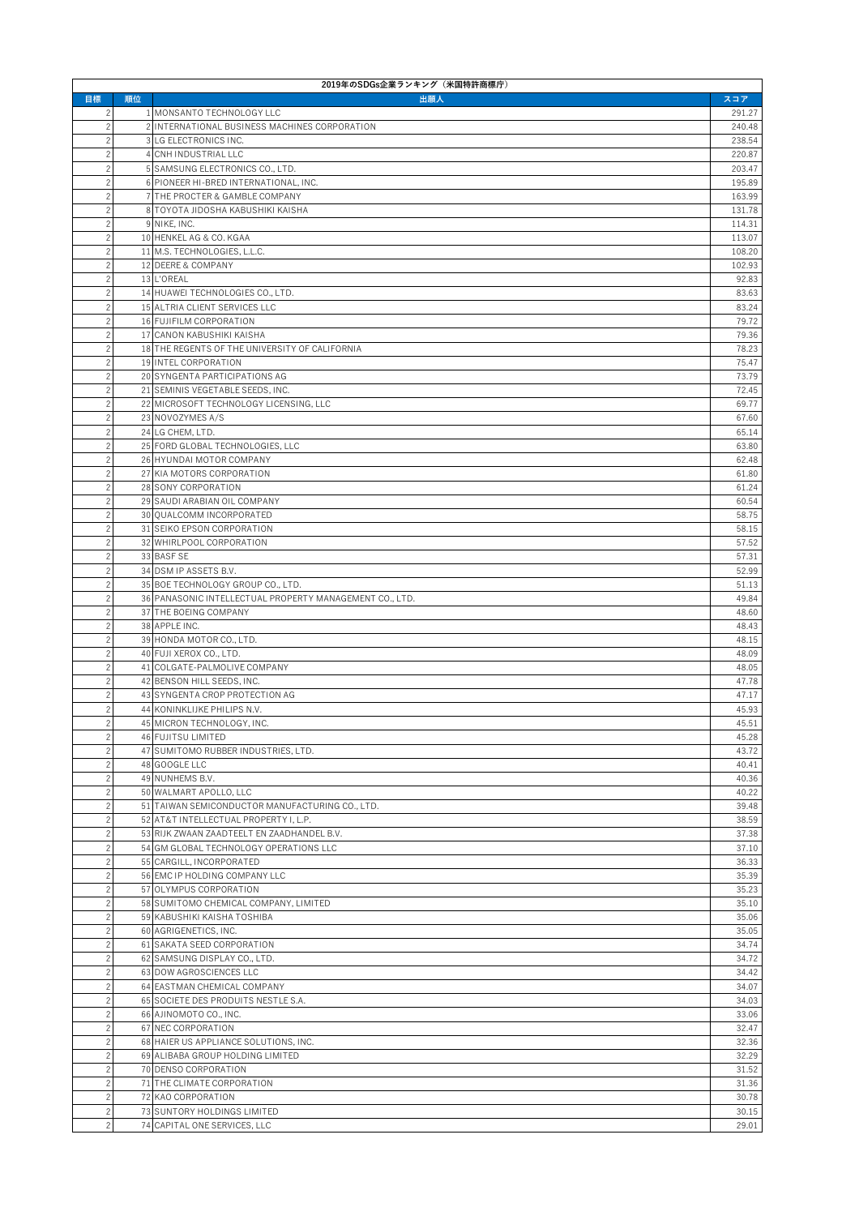| 2019年のSDGs企業ランキング（米国特許商標庁） | | | |
|---|---|---|---|
| 目標 | 順位 | 出願人 | スコア |
| 2 | 1 | MONSANTO TECHNOLOGY LLC | 291.27 |
| 2 | 2 | INTERNATIONAL BUSINESS MACHINES CORPORATION | 240.48 |
| 2 | 3 | LG ELECTRONICS INC. | 238.54 |
| 2 | 4 | CNH INDUSTRIAL LLC | 220.87 |
| 2 | 5 | SAMSUNG ELECTRONICS CO., LTD. | 203.47 |
| 2 | 6 | PIONEER HI-BRED INTERNATIONAL, INC. | 195.89 |
| 2 | 7 | THE PROCTER & GAMBLE COMPANY | 163.99 |
| 2 | 8 | TOYOTA JIDOSHA KABUSHIKI KAISHA | 131.78 |
| 2 | 9 | NIKE, INC. | 114.31 |
| 2 | 10 | HENKEL AG & CO. KGAA | 113.07 |
| 2 | 11 | M.S. TECHNOLOGIES, L.L.C. | 108.20 |
| 2 | 12 | DEERE & COMPANY | 102.93 |
| 2 | 13 | L'OREAL | 92.83 |
| 2 | 14 | HUAWEI TECHNOLOGIES CO., LTD. | 83.63 |
| 2 | 15 | ALTRIA CLIENT SERVICES LLC | 83.24 |
| 2 | 16 | FUJIFILM CORPORATION | 79.72 |
| 2 | 17 | CANON KABUSHIKI KAISHA | 79.36 |
| 2 | 18 | THE REGENTS OF THE UNIVERSITY OF CALIFORNIA | 78.23 |
| 2 | 19 | INTEL CORPORATION | 75.47 |
| 2 | 20 | SYNGENTA PARTICIPATIONS AG | 73.79 |
| 2 | 21 | SEMINIS VEGETABLE SEEDS, INC. | 72.45 |
| 2 | 22 | MICROSOFT TECHNOLOGY LICENSING, LLC | 69.77 |
| 2 | 23 | NOVOZYMES A/S | 67.60 |
| 2 | 24 | LG CHEM, LTD. | 65.14 |
| 2 | 25 | FORD GLOBAL TECHNOLOGIES, LLC | 63.80 |
| 2 | 26 | HYUNDAI MOTOR COMPANY | 62.48 |
| 2 | 27 | KIA MOTORS CORPORATION | 61.80 |
| 2 | 28 | SONY CORPORATION | 61.24 |
| 2 | 29 | SAUDI ARABIAN OIL COMPANY | 60.54 |
| 2 | 30 | QUALCOMM INCORPORATED | 58.75 |
| 2 | 31 | SEIKO EPSON CORPORATION | 58.15 |
| 2 | 32 | WHIRLPOOL CORPORATION | 57.52 |
| 2 | 33 | BASF SE | 57.31 |
| 2 | 34 | DSM IP ASSETS B.V. | 52.99 |
| 2 | 35 | BOE TECHNOLOGY GROUP CO., LTD. | 51.13 |
| 2 | 36 | PANASONIC INTELLECTUAL PROPERTY MANAGEMENT CO., LTD. | 49.84 |
| 2 | 37 | THE BOEING COMPANY | 48.60 |
| 2 | 38 | APPLE INC. | 48.43 |
| 2 | 39 | HONDA MOTOR CO., LTD. | 48.15 |
| 2 | 40 | FUJI XEROX CO., LTD. | 48.09 |
| 2 | 41 | COLGATE-PALMOLIVE COMPANY | 48.05 |
| 2 | 42 | BENSON HILL SEEDS, INC. | 47.78 |
| 2 | 43 | SYNGENTA CROP PROTECTION AG | 47.17 |
| 2 | 44 | KONINKLIJKE PHILIPS N.V. | 45.93 |
| 2 | 45 | MICRON TECHNOLOGY, INC. | 45.51 |
| 2 | 46 | FUJITSU LIMITED | 45.28 |
| 2 | 47 | SUMITOMO RUBBER INDUSTRIES, LTD. | 43.72 |
| 2 | 48 | GOOGLE LLC | 40.41 |
| 2 | 49 | NUNHEMS B.V. | 40.36 |
| 2 | 50 | WALMART APOLLO, LLC | 40.22 |
| 2 | 51 | TAIWAN SEMICONDUCTOR MANUFACTURING CO., LTD. | 39.48 |
| 2 | 52 | AT&T INTELLECTUAL PROPERTY I, L.P. | 38.59 |
| 2 | 53 | RIJK ZWAAN ZAADTEELT EN ZAADHANDEL B.V. | 37.38 |
| 2 | 54 | GM GLOBAL TECHNOLOGY OPERATIONS LLC | 37.10 |
| 2 | 55 | CARGILL, INCORPORATED | 36.33 |
| 2 | 56 | EMC IP HOLDING COMPANY LLC | 35.39 |
| 2 | 57 | OLYMPUS CORPORATION | 35.23 |
| 2 | 58 | SUMITOMO CHEMICAL COMPANY, LIMITED | 35.10 |
| 2 | 59 | KABUSHIKI KAISHA TOSHIBA | 35.06 |
| 2 | 60 | AGRIGENETICS, INC. | 35.05 |
| 2 | 61 | SAKATA SEED CORPORATION | 34.74 |
| 2 | 62 | SAMSUNG DISPLAY CO., LTD. | 34.72 |
| 2 | 63 | DOW AGROSCIENCES LLC | 34.42 |
| 2 | 64 | EASTMAN CHEMICAL COMPANY | 34.07 |
| 2 | 65 | SOCIETE DES PRODUITS NESTLE S.A. | 34.03 |
| 2 | 66 | AJINOMOTO CO., INC. | 33.06 |
| 2 | 67 | NEC CORPORATION | 32.47 |
| 2 | 68 | HAIER US APPLIANCE SOLUTIONS, INC. | 32.36 |
| 2 | 69 | ALIBABA GROUP HOLDING LIMITED | 32.29 |
| 2 | 70 | DENSO CORPORATION | 31.52 |
| 2 | 71 | THE CLIMATE CORPORATION | 31.36 |
| 2 | 72 | KAO CORPORATION | 30.78 |
| 2 | 73 | SUNTORY HOLDINGS LIMITED | 30.15 |
| 2 | 74 | CAPITAL ONE SERVICES, LLC | 29.01 |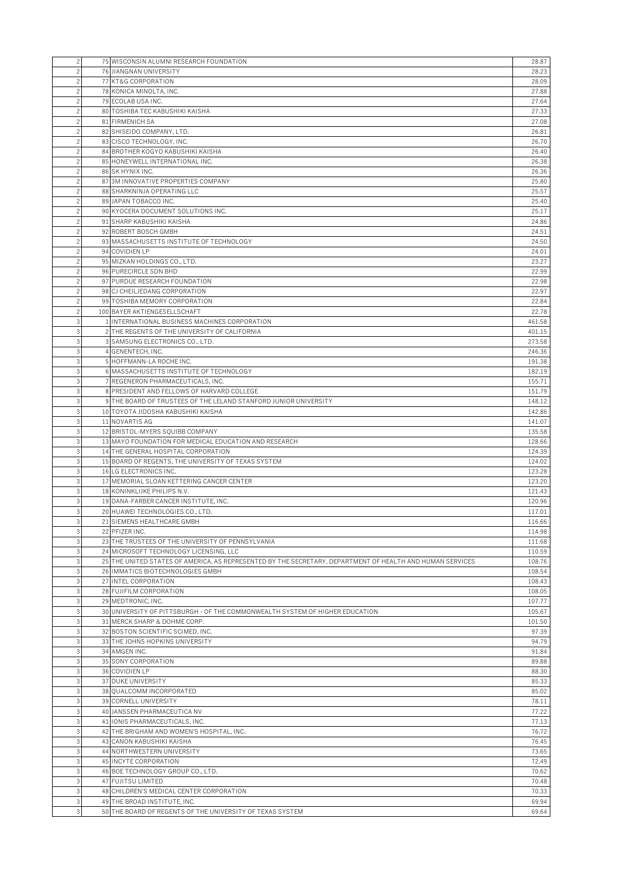| | | | |
|---|---|---|---|
| 2 | 75 | WISCONSIN ALUMNI RESEARCH FOUNDATION | 28.87 |
| 2 | 76 | JIANGNAN UNIVERSITY | 28.23 |
| 2 | 77 | KT&G CORPORATION | 28.09 |
| 2 | 78 | KONICA MINOLTA, INC. | 27.88 |
| 2 | 79 | ECOLAB USA INC. | 27.64 |
| 2 | 80 | TOSHIBA TEC KABUSHIKI KAISHA | 27.33 |
| 2 | 81 | FIRMENICH SA | 27.08 |
| 2 | 82 | SHISEIDO COMPANY, LTD. | 26.81 |
| 2 | 83 | CISCO TECHNOLOGY, INC. | 26.70 |
| 2 | 84 | BROTHER KOGYO KABUSHIKI KAISHA | 26.40 |
| 2 | 85 | HONEYWELL INTERNATIONAL INC. | 26.38 |
| 2 | 86 | SK HYNIX INC. | 26.36 |
| 2 | 87 | 3M INNOVATIVE PROPERTIES COMPANY | 25.80 |
| 2 | 88 | SHARKNINJA OPERATING LLC | 25.57 |
| 2 | 89 | JAPAN TOBACCO INC. | 25.40 |
| 2 | 90 | KYOCERA DOCUMENT SOLUTIONS INC. | 25.17 |
| 2 | 91 | SHARP KABUSHIKI KAISHA | 24.86 |
| 2 | 92 | ROBERT BOSCH GMBH | 24.51 |
| 2 | 93 | MASSACHUSETTS INSTITUTE OF TECHNOLOGY | 24.50 |
| 2 | 94 | COVIDIEN LP | 24.01 |
| 2 | 95 | MIZKAN HOLDINGS CO., LTD. | 23.27 |
| 2 | 96 | PURECIRCLE SDN BHD | 22.99 |
| 2 | 97 | PURDUE RESEARCH FOUNDATION | 22.98 |
| 2 | 98 | CJ CHEILJEDANG CORPORATION | 22.97 |
| 2 | 99 | TOSHIBA MEMORY CORPORATION | 22.84 |
| 2 | 100 | BAYER AKTIENGESELLSCHAFT | 22.78 |
| 3 | 1 | INTERNATIONAL BUSINESS MACHINES CORPORATION | 461.58 |
| 3 | 2 | THE REGENTS OF THE UNIVERSITY OF CALIFORNIA | 401.15 |
| 3 | 3 | SAMSUNG ELECTRONICS CO., LTD. | 273.58 |
| 3 | 4 | GENENTECH, INC. | 246.36 |
| 3 | 5 | HOFFMANN-LA ROCHE INC. | 191.38 |
| 3 | 6 | MASSACHUSETTS INSTITUTE OF TECHNOLOGY | 182.19 |
| 3 | 7 | REGENERON PHARMACEUTICALS, INC. | 155.71 |
| 3 | 8 | PRESIDENT AND FELLOWS OF HARVARD COLLEGE | 151.79 |
| 3 | 9 | THE BOARD OF TRUSTEES OF THE LELAND STANFORD JUNIOR UNIVERSITY | 148.12 |
| 3 | 10 | TOYOTA JIDOSHA KABUSHIKI KAISHA | 142.86 |
| 3 | 11 | NOVARTIS AG | 141.07 |
| 3 | 12 | BRISTOL-MYERS SQUIBB COMPANY | 135.58 |
| 3 | 13 | MAYO FOUNDATION FOR MEDICAL EDUCATION AND RESEARCH | 128.66 |
| 3 | 14 | THE GENERAL HOSPITAL CORPORATION | 124.39 |
| 3 | 15 | BOARD OF REGENTS, THE UNIVERSITY OF TEXAS SYSTEM | 124.02 |
| 3 | 16 | LG ELECTRONICS INC. | 123.28 |
| 3 | 17 | MEMORIAL SLOAN KETTERING CANCER CENTER | 123.20 |
| 3 | 18 | KONINKLIJKE PHILIPS N.V. | 121.43 |
| 3 | 19 | DANA-FARBER CANCER INSTITUTE, INC. | 120.96 |
| 3 | 20 | HUAWEI TECHNOLOGIES CO., LTD. | 117.01 |
| 3 | 21 | SIEMENS HEALTHCARE GMBH | 116.66 |
| 3 | 22 | PFIZER INC. | 114.98 |
| 3 | 23 | THE TRUSTEES OF THE UNIVERSITY OF PENNSYLVANIA | 111.68 |
| 3 | 24 | MICROSOFT TECHNOLOGY LICENSING, LLC | 110.59 |
| 3 | 25 | THE UNITED STATES OF AMERICA, AS REPRESENTED BY THE SECRETARY, DEPARTMENT OF HEALTH AND HUMAN SERVICES | 108.76 |
| 3 | 26 | IMMATICS BIOTECHNOLOGIES GMBH | 108.54 |
| 3 | 27 | INTEL CORPORATION | 108.43 |
| 3 | 28 | FUJIFILM CORPORATION | 108.05 |
| 3 | 29 | MEDTRONIC, INC. | 107.77 |
| 3 | 30 | UNIVERSITY OF PITTSBURGH - OF THE COMMONWEALTH SYSTEM OF HIGHER EDUCATION | 105.67 |
| 3 | 31 | MERCK SHARP & DOHME CORP. | 101.50 |
| 3 | 32 | BOSTON SCIENTIFIC SCIMED, INC. | 97.39 |
| 3 | 33 | THE JOHNS HOPKINS UNIVERSITY | 94.79 |
| 3 | 34 | AMGEN INC. | 91.84 |
| 3 | 35 | SONY CORPORATION | 89.88 |
| 3 | 36 | COVIDIEN LP | 88.30 |
| 3 | 37 | DUKE UNIVERSITY | 85.33 |
| 3 | 38 | QUALCOMM INCORPORATED | 85.02 |
| 3 | 39 | CORNELL UNIVERSITY | 78.11 |
| 3 | 40 | JANSSEN PHARMACEUTICA NV | 77.22 |
| 3 | 41 | IONIS PHARMACEUTICALS, INC. | 77.13 |
| 3 | 42 | THE BRIGHAM AND WOMEN'S HOSPITAL, INC. | 76.72 |
| 3 | 43 | CANON KABUSHIKI KAISHA | 76.45 |
| 3 | 44 | NORTHWESTERN UNIVERSITY | 73.65 |
| 3 | 45 | INCYTE CORPORATION | 72.49 |
| 3 | 46 | BOE TECHNOLOGY GROUP CO., LTD. | 70.62 |
| 3 | 47 | FUJITSU LIMITED | 70.48 |
| 3 | 48 | CHILDREN'S MEDICAL CENTER CORPORATION | 70.33 |
| 3 | 49 | THE BROAD INSTITUTE, INC. | 69.94 |
| 3 | 50 | THE BOARD OF REGENTS OF THE UNIVERSITY OF TEXAS SYSTEM | 69.64 |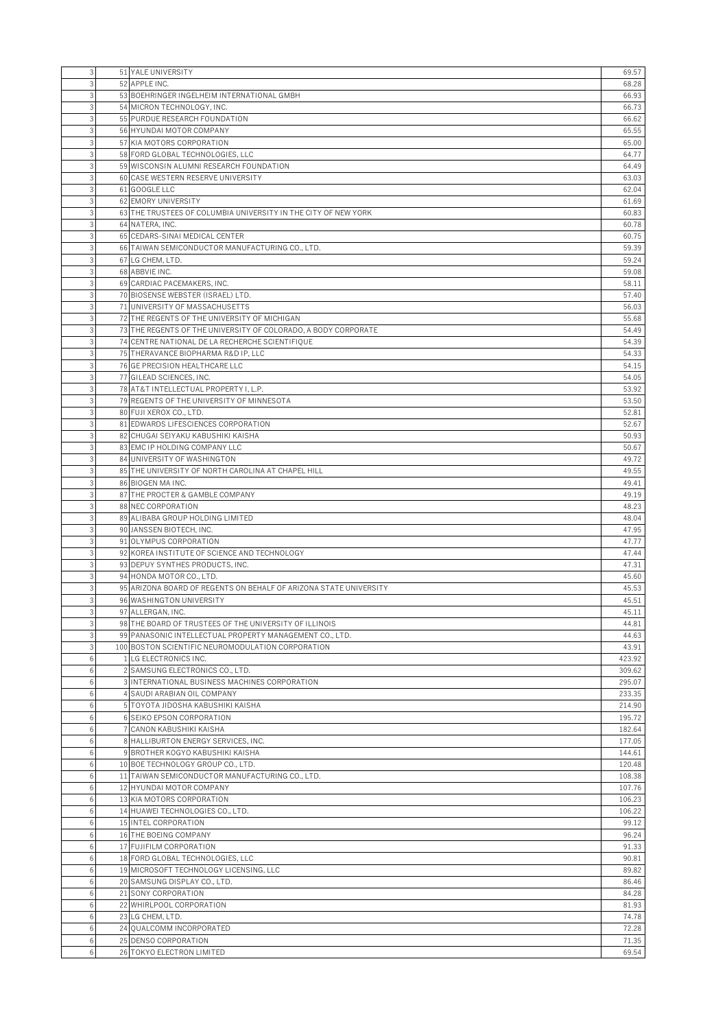| | | | |
|---|---|---|---|
| 3 | 51 | YALE UNIVERSITY | 69.57 |
| 3 | 52 | APPLE INC. | 68.28 |
| 3 | 53 | BOEHRINGER INGELHEIM INTERNATIONAL GMBH | 66.93 |
| 3 | 54 | MICRON TECHNOLOGY, INC. | 66.73 |
| 3 | 55 | PURDUE RESEARCH FOUNDATION | 66.62 |
| 3 | 56 | HYUNDAI MOTOR COMPANY | 65.55 |
| 3 | 57 | KIA MOTORS CORPORATION | 65.00 |
| 3 | 58 | FORD GLOBAL TECHNOLOGIES, LLC | 64.77 |
| 3 | 59 | WISCONSIN ALUMNI RESEARCH FOUNDATION | 64.49 |
| 3 | 60 | CASE WESTERN RESERVE UNIVERSITY | 63.03 |
| 3 | 61 | GOOGLE LLC | 62.04 |
| 3 | 62 | EMORY UNIVERSITY | 61.69 |
| 3 | 63 | THE TRUSTEES OF COLUMBIA UNIVERSITY IN THE CITY OF NEW YORK | 60.83 |
| 3 | 64 | NATERA, INC. | 60.78 |
| 3 | 65 | CEDARS-SINAI MEDICAL CENTER | 60.75 |
| 3 | 66 | TAIWAN SEMICONDUCTOR MANUFACTURING CO., LTD. | 59.39 |
| 3 | 67 | LG CHEM, LTD. | 59.24 |
| 3 | 68 | ABBVIE INC. | 59.08 |
| 3 | 69 | CARDIAC PACEMAKERS, INC. | 58.11 |
| 3 | 70 | BIOSENSE WEBSTER (ISRAEL) LTD. | 57.40 |
| 3 | 71 | UNIVERSITY OF MASSACHUSETTS | 56.03 |
| 3 | 72 | THE REGENTS OF THE UNIVERSITY OF MICHIGAN | 55.68 |
| 3 | 73 | THE REGENTS OF THE UNIVERSITY OF COLORADO, A BODY CORPORATE | 54.49 |
| 3 | 74 | CENTRE NATIONAL DE LA RECHERCHE SCIENTIFIQUE | 54.39 |
| 3 | 75 | THERAVANCE BIOPHARMA R&D IP, LLC | 54.33 |
| 3 | 76 | GE PRECISION HEALTHCARE LLC | 54.15 |
| 3 | 77 | GILEAD SCIENCES, INC. | 54.05 |
| 3 | 78 | AT&T INTELLECTUAL PROPERTY I, L.P. | 53.92 |
| 3 | 79 | REGENTS OF THE UNIVERSITY OF MINNESOTA | 53.50 |
| 3 | 80 | FUJI XEROX CO., LTD. | 52.81 |
| 3 | 81 | EDWARDS LIFESCIENCES CORPORATION | 52.67 |
| 3 | 82 | CHUGAI SEIYAKU KABUSHIKI KAISHA | 50.93 |
| 3 | 83 | EMC IP HOLDING COMPANY LLC | 50.67 |
| 3 | 84 | UNIVERSITY OF WASHINGTON | 49.72 |
| 3 | 85 | THE UNIVERSITY OF NORTH CAROLINA AT CHAPEL HILL | 49.55 |
| 3 | 86 | BIOGEN MA INC. | 49.41 |
| 3 | 87 | THE PROCTER & GAMBLE COMPANY | 49.19 |
| 3 | 88 | NEC CORPORATION | 48.23 |
| 3 | 89 | ALIBABA GROUP HOLDING LIMITED | 48.04 |
| 3 | 90 | JANSSEN BIOTECH, INC. | 47.95 |
| 3 | 91 | OLYMPUS CORPORATION | 47.77 |
| 3 | 92 | KOREA INSTITUTE OF SCIENCE AND TECHNOLOGY | 47.44 |
| 3 | 93 | DEPUY SYNTHES PRODUCTS, INC. | 47.31 |
| 3 | 94 | HONDA MOTOR CO., LTD. | 45.60 |
| 3 | 95 | ARIZONA BOARD OF REGENTS ON BEHALF OF ARIZONA STATE UNIVERSITY | 45.53 |
| 3 | 96 | WASHINGTON UNIVERSITY | 45.51 |
| 3 | 97 | ALLERGAN, INC. | 45.11 |
| 3 | 98 | THE BOARD OF TRUSTEES OF THE UNIVERSITY OF ILLINOIS | 44.81 |
| 3 | 99 | PANASONIC INTELLECTUAL PROPERTY MANAGEMENT CO., LTD. | 44.63 |
| 3 | 100 | BOSTON SCIENTIFIC NEUROMODULATION CORPORATION | 43.91 |
| 6 | 1 | LG ELECTRONICS INC. | 423.92 |
| 6 | 2 | SAMSUNG ELECTRONICS CO., LTD. | 309.62 |
| 6 | 3 | INTERNATIONAL BUSINESS MACHINES CORPORATION | 295.07 |
| 6 | 4 | SAUDI ARABIAN OIL COMPANY | 233.35 |
| 6 | 5 | TOYOTA JIDOSHA KABUSHIKI KAISHA | 214.90 |
| 6 | 6 | SEIKO EPSON CORPORATION | 195.72 |
| 6 | 7 | CANON KABUSHIKI KAISHA | 182.64 |
| 6 | 8 | HALLIBURTON ENERGY SERVICES, INC. | 177.05 |
| 6 | 9 | BROTHER KOGYO KABUSHIKI KAISHA | 144.61 |
| 6 | 10 | BOE TECHNOLOGY GROUP CO., LTD. | 120.48 |
| 6 | 11 | TAIWAN SEMICONDUCTOR MANUFACTURING CO., LTD. | 108.38 |
| 6 | 12 | HYUNDAI MOTOR COMPANY | 107.76 |
| 6 | 13 | KIA MOTORS CORPORATION | 106.23 |
| 6 | 14 | HUAWEI TECHNOLOGIES CO., LTD. | 106.22 |
| 6 | 15 | INTEL CORPORATION | 99.12 |
| 6 | 16 | THE BOEING COMPANY | 96.24 |
| 6 | 17 | FUJIFILM CORPORATION | 91.33 |
| 6 | 18 | FORD GLOBAL TECHNOLOGIES, LLC | 90.81 |
| 6 | 19 | MICROSOFT TECHNOLOGY LICENSING, LLC | 89.82 |
| 6 | 20 | SAMSUNG DISPLAY CO., LTD. | 86.46 |
| 6 | 21 | SONY CORPORATION | 84.28 |
| 6 | 22 | WHIRLPOOL CORPORATION | 81.93 |
| 6 | 23 | LG CHEM, LTD. | 74.78 |
| 6 | 24 | QUALCOMM INCORPORATED | 72.28 |
| 6 | 25 | DENSO CORPORATION | 71.35 |
| 6 | 26 | TOKYO ELECTRON LIMITED | 69.54 |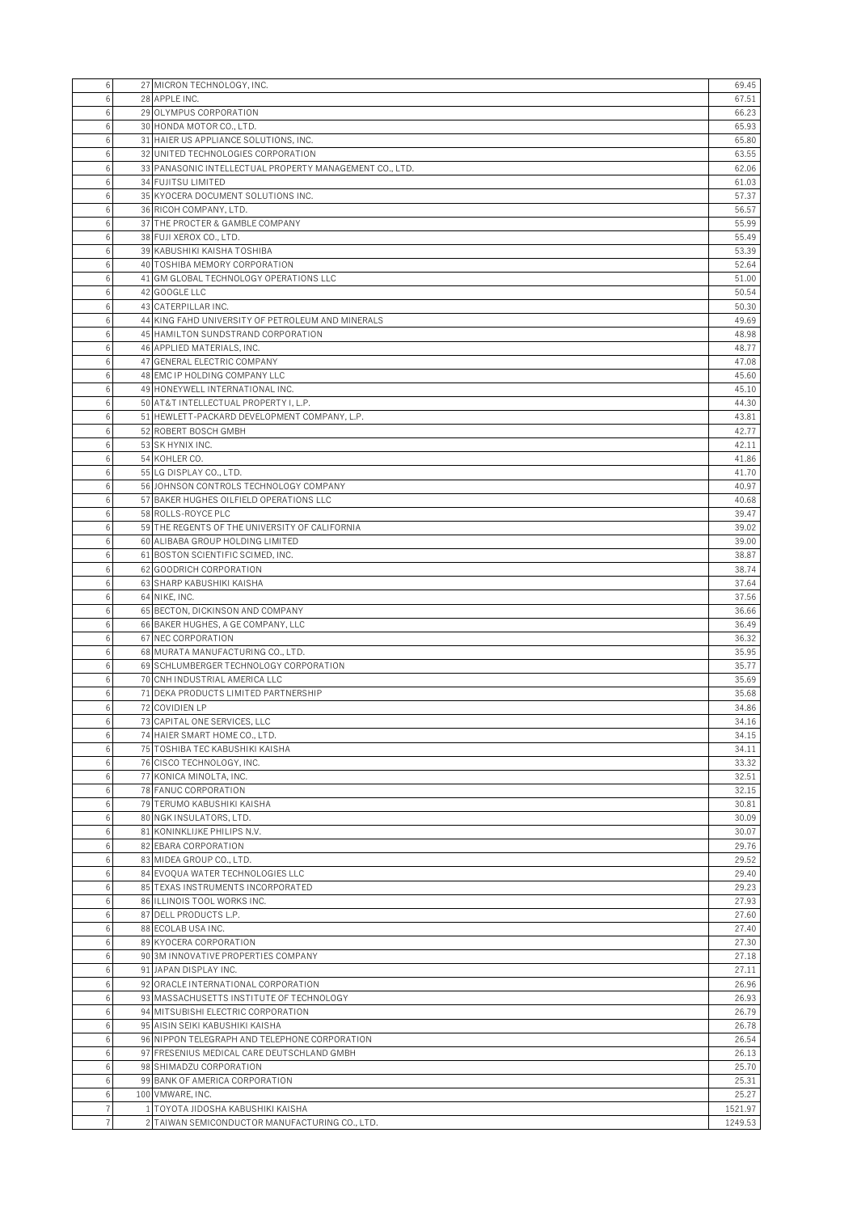| | | | |
|---|---|---|---|
| 6 | 27 | MICRON TECHNOLOGY, INC. | 69.45 |
| 6 | 28 | APPLE INC. | 67.51 |
| 6 | 29 | OLYMPUS CORPORATION | 66.23 |
| 6 | 30 | HONDA MOTOR CO., LTD. | 65.93 |
| 6 | 31 | HAIER US APPLIANCE SOLUTIONS, INC. | 65.80 |
| 6 | 32 | UNITED TECHNOLOGIES CORPORATION | 63.55 |
| 6 | 33 | PANASONIC INTELLECTUAL PROPERTY MANAGEMENT CO., LTD. | 62.06 |
| 6 | 34 | FUJITSU LIMITED | 61.03 |
| 6 | 35 | KYOCERA DOCUMENT SOLUTIONS INC. | 57.37 |
| 6 | 36 | RICOH COMPANY, LTD. | 56.57 |
| 6 | 37 | THE PROCTER & GAMBLE COMPANY | 55.99 |
| 6 | 38 | FUJI XEROX CO., LTD. | 55.49 |
| 6 | 39 | KABUSHIKI KAISHA TOSHIBA | 53.39 |
| 6 | 40 | TOSHIBA MEMORY CORPORATION | 52.64 |
| 6 | 41 | GM GLOBAL TECHNOLOGY OPERATIONS LLC | 51.00 |
| 6 | 42 | GOOGLE LLC | 50.54 |
| 6 | 43 | CATERPILLAR INC. | 50.30 |
| 6 | 44 | KING FAHD UNIVERSITY OF PETROLEUM AND MINERALS | 49.69 |
| 6 | 45 | HAMILTON SUNDSTRAND CORPORATION | 48.98 |
| 6 | 46 | APPLIED MATERIALS, INC. | 48.77 |
| 6 | 47 | GENERAL ELECTRIC COMPANY | 47.08 |
| 6 | 48 | EMC IP HOLDING COMPANY LLC | 45.60 |
| 6 | 49 | HONEYWELL INTERNATIONAL INC. | 45.10 |
| 6 | 50 | AT&T INTELLECTUAL PROPERTY I, L.P. | 44.30 |
| 6 | 51 | HEWLETT-PACKARD DEVELOPMENT COMPANY, L.P. | 43.81 |
| 6 | 52 | ROBERT BOSCH GMBH | 42.77 |
| 6 | 53 | SK HYNIX INC. | 42.11 |
| 6 | 54 | KOHLER CO. | 41.86 |
| 6 | 55 | LG DISPLAY CO., LTD. | 41.70 |
| 6 | 56 | JOHNSON CONTROLS TECHNOLOGY COMPANY | 40.97 |
| 6 | 57 | BAKER HUGHES OILFIELD OPERATIONS LLC | 40.68 |
| 6 | 58 | ROLLS-ROYCE PLC | 39.47 |
| 6 | 59 | THE REGENTS OF THE UNIVERSITY OF CALIFORNIA | 39.02 |
| 6 | 60 | ALIBABA GROUP HOLDING LIMITED | 39.00 |
| 6 | 61 | BOSTON SCIENTIFIC SCIMED, INC. | 38.87 |
| 6 | 62 | GOODRICH CORPORATION | 38.74 |
| 6 | 63 | SHARP KABUSHIKI KAISHA | 37.64 |
| 6 | 64 | NIKE, INC. | 37.56 |
| 6 | 65 | BECTON, DICKINSON AND COMPANY | 36.66 |
| 6 | 66 | BAKER HUGHES, A GE COMPANY, LLC | 36.49 |
| 6 | 67 | NEC CORPORATION | 36.32 |
| 6 | 68 | MURATA MANUFACTURING CO., LTD. | 35.95 |
| 6 | 69 | SCHLUMBERGER TECHNOLOGY CORPORATION | 35.77 |
| 6 | 70 | CNH INDUSTRIAL AMERICA LLC | 35.69 |
| 6 | 71 | DEKA PRODUCTS LIMITED PARTNERSHIP | 35.68 |
| 6 | 72 | COVIDIEN LP | 34.86 |
| 6 | 73 | CAPITAL ONE SERVICES, LLC | 34.16 |
| 6 | 74 | HAIER SMART HOME CO., LTD. | 34.15 |
| 6 | 75 | TOSHIBA TEC KABUSHIKI KAISHA | 34.11 |
| 6 | 76 | CISCO TECHNOLOGY, INC. | 33.32 |
| 6 | 77 | KONICA MINOLTA, INC. | 32.51 |
| 6 | 78 | FANUC CORPORATION | 32.15 |
| 6 | 79 | TERUMO KABUSHIKI KAISHA | 30.81 |
| 6 | 80 | NGK INSULATORS, LTD. | 30.09 |
| 6 | 81 | KONINKLIJKE PHILIPS N.V. | 30.07 |
| 6 | 82 | EBARA CORPORATION | 29.76 |
| 6 | 83 | MIDEA GROUP CO., LTD. | 29.52 |
| 6 | 84 | EVOQUA WATER TECHNOLOGIES LLC | 29.40 |
| 6 | 85 | TEXAS INSTRUMENTS INCORPORATED | 29.23 |
| 6 | 86 | ILLINOIS TOOL WORKS INC. | 27.93 |
| 6 | 87 | DELL PRODUCTS L.P. | 27.60 |
| 6 | 88 | ECOLAB USA INC. | 27.40 |
| 6 | 89 | KYOCERA CORPORATION | 27.30 |
| 6 | 90 | 3M INNOVATIVE PROPERTIES COMPANY | 27.18 |
| 6 | 91 | JAPAN DISPLAY INC. | 27.11 |
| 6 | 92 | ORACLE INTERNATIONAL CORPORATION | 26.96 |
| 6 | 93 | MASSACHUSETTS INSTITUTE OF TECHNOLOGY | 26.93 |
| 6 | 94 | MITSUBISHI ELECTRIC CORPORATION | 26.79 |
| 6 | 95 | AISIN SEIKI KABUSHIKI KAISHA | 26.78 |
| 6 | 96 | NIPPON TELEGRAPH AND TELEPHONE CORPORATION | 26.54 |
| 6 | 97 | FRESENIUS MEDICAL CARE DEUTSCHLAND GMBH | 26.13 |
| 6 | 98 | SHIMADZU CORPORATION | 25.70 |
| 6 | 99 | BANK OF AMERICA CORPORATION | 25.31 |
| 6 | 100 | VMWARE, INC. | 25.27 |
| 7 | 1 | TOYOTA JIDOSHA KABUSHIKI KAISHA | 1521.97 |
| 7 | 2 | TAIWAN SEMICONDUCTOR MANUFACTURING CO., LTD. | 1249.53 |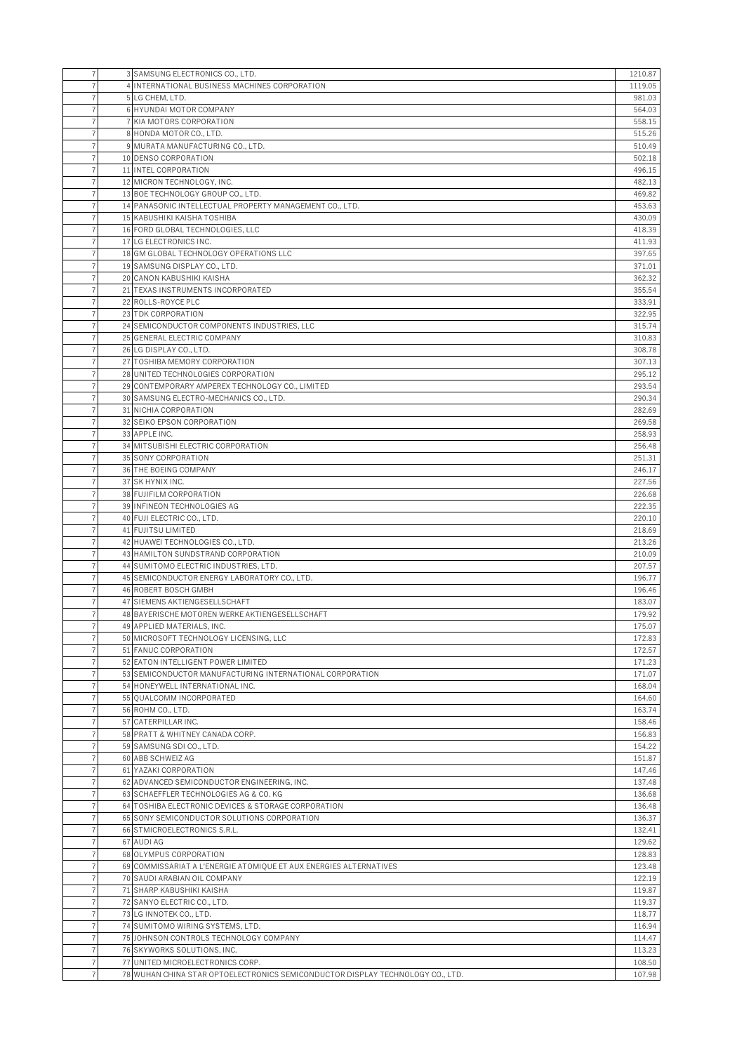| | | | |
|---|---|---|---|
| 7 | 3 | SAMSUNG ELECTRONICS CO., LTD. | 1210.87 |
| 7 | 4 | INTERNATIONAL BUSINESS MACHINES CORPORATION | 1119.05 |
| 7 | 5 | LG CHEM, LTD. | 981.03 |
| 7 | 6 | HYUNDAI MOTOR COMPANY | 564.03 |
| 7 | 7 | KIA MOTORS CORPORATION | 558.15 |
| 7 | 8 | HONDA MOTOR CO., LTD. | 515.26 |
| 7 | 9 | MURATA MANUFACTURING CO., LTD. | 510.49 |
| 7 | 10 | DENSO CORPORATION | 502.18 |
| 7 | 11 | INTEL CORPORATION | 496.15 |
| 7 | 12 | MICRON TECHNOLOGY, INC. | 482.13 |
| 7 | 13 | BOE TECHNOLOGY GROUP CO., LTD. | 469.82 |
| 7 | 14 | PANASONIC INTELLECTUAL PROPERTY MANAGEMENT CO., LTD. | 453.63 |
| 7 | 15 | KABUSHIKI KAISHA TOSHIBA | 430.09 |
| 7 | 16 | FORD GLOBAL TECHNOLOGIES, LLC | 418.39 |
| 7 | 17 | LG ELECTRONICS INC. | 411.93 |
| 7 | 18 | GM GLOBAL TECHNOLOGY OPERATIONS LLC | 397.65 |
| 7 | 19 | SAMSUNG DISPLAY CO., LTD. | 371.01 |
| 7 | 20 | CANON KABUSHIKI KAISHA | 362.32 |
| 7 | 21 | TEXAS INSTRUMENTS INCORPORATED | 355.54 |
| 7 | 22 | ROLLS-ROYCE PLC | 333.91 |
| 7 | 23 | TDK CORPORATION | 322.95 |
| 7 | 24 | SEMICONDUCTOR COMPONENTS INDUSTRIES, LLC | 315.74 |
| 7 | 25 | GENERAL ELECTRIC COMPANY | 310.83 |
| 7 | 26 | LG DISPLAY CO., LTD. | 308.78 |
| 7 | 27 | TOSHIBA MEMORY CORPORATION | 307.13 |
| 7 | 28 | UNITED TECHNOLOGIES CORPORATION | 295.12 |
| 7 | 29 | CONTEMPORARY AMPEREX TECHNOLOGY CO., LIMITED | 293.54 |
| 7 | 30 | SAMSUNG ELECTRO-MECHANICS CO., LTD. | 290.34 |
| 7 | 31 | NICHIA CORPORATION | 282.69 |
| 7 | 32 | SEIKO EPSON CORPORATION | 269.58 |
| 7 | 33 | APPLE INC. | 258.93 |
| 7 | 34 | MITSUBISHI ELECTRIC CORPORATION | 256.48 |
| 7 | 35 | SONY CORPORATION | 251.31 |
| 7 | 36 | THE BOEING COMPANY | 246.17 |
| 7 | 37 | SK HYNIX INC. | 227.56 |
| 7 | 38 | FUJIFILM CORPORATION | 226.68 |
| 7 | 39 | INFINEON TECHNOLOGIES AG | 222.35 |
| 7 | 40 | FUJI ELECTRIC CO., LTD. | 220.10 |
| 7 | 41 | FUJITSU LIMITED | 218.69 |
| 7 | 42 | HUAWEI TECHNOLOGIES CO., LTD. | 213.26 |
| 7 | 43 | HAMILTON SUNDSTRAND CORPORATION | 210.09 |
| 7 | 44 | SUMITOMO ELECTRIC INDUSTRIES, LTD. | 207.57 |
| 7 | 45 | SEMICONDUCTOR ENERGY LABORATORY CO., LTD. | 196.77 |
| 7 | 46 | ROBERT BOSCH GMBH | 196.46 |
| 7 | 47 | SIEMENS AKTIENGESELLSCHAFT | 183.07 |
| 7 | 48 | BAYERISCHE MOTOREN WERKE AKTIENGESELLSCHAFT | 179.92 |
| 7 | 49 | APPLIED MATERIALS, INC. | 175.07 |
| 7 | 50 | MICROSOFT TECHNOLOGY LICENSING, LLC | 172.83 |
| 7 | 51 | FANUC CORPORATION | 172.57 |
| 7 | 52 | EATON INTELLIGENT POWER LIMITED | 171.23 |
| 7 | 53 | SEMICONDUCTOR MANUFACTURING INTERNATIONAL CORPORATION | 171.07 |
| 7 | 54 | HONEYWELL INTERNATIONAL INC. | 168.04 |
| 7 | 55 | QUALCOMM INCORPORATED | 164.60 |
| 7 | 56 | ROHM CO., LTD. | 163.74 |
| 7 | 57 | CATERPILLAR INC. | 158.46 |
| 7 | 58 | PRATT & WHITNEY CANADA CORP. | 156.83 |
| 7 | 59 | SAMSUNG SDI CO., LTD. | 154.22 |
| 7 | 60 | ABB SCHWEIZ AG | 151.87 |
| 7 | 61 | YAZAKI CORPORATION | 147.46 |
| 7 | 62 | ADVANCED SEMICONDUCTOR ENGINEERING, INC. | 137.48 |
| 7 | 63 | SCHAEFFLER TECHNOLOGIES AG & CO. KG | 136.68 |
| 7 | 64 | TOSHIBA ELECTRONIC DEVICES & STORAGE CORPORATION | 136.48 |
| 7 | 65 | SONY SEMICONDUCTOR SOLUTIONS CORPORATION | 136.37 |
| 7 | 66 | STMICROELECTRONICS S.R.L. | 132.41 |
| 7 | 67 | AUDI AG | 129.62 |
| 7 | 68 | OLYMPUS CORPORATION | 128.83 |
| 7 | 69 | COMMISSARIAT A L'ENERGIE ATOMIQUE ET AUX ENERGIES ALTERNATIVES | 123.48 |
| 7 | 70 | SAUDI ARABIAN OIL COMPANY | 122.19 |
| 7 | 71 | SHARP KABUSHIKI KAISHA | 119.87 |
| 7 | 72 | SANYO ELECTRIC CO., LTD. | 119.37 |
| 7 | 73 | LG INNOTEK CO., LTD. | 118.77 |
| 7 | 74 | SUMITOMO WIRING SYSTEMS, LTD. | 116.94 |
| 7 | 75 | JOHNSON CONTROLS TECHNOLOGY COMPANY | 114.47 |
| 7 | 76 | SKYWORKS SOLUTIONS, INC. | 113.23 |
| 7 | 77 | UNITED MICROELECTRONICS CORP. | 108.50 |
| 7 | 78 | WUHAN CHINA STAR OPTOELECTRONICS SEMICONDUCTOR DISPLAY TECHNOLOGY CO., LTD. | 107.98 |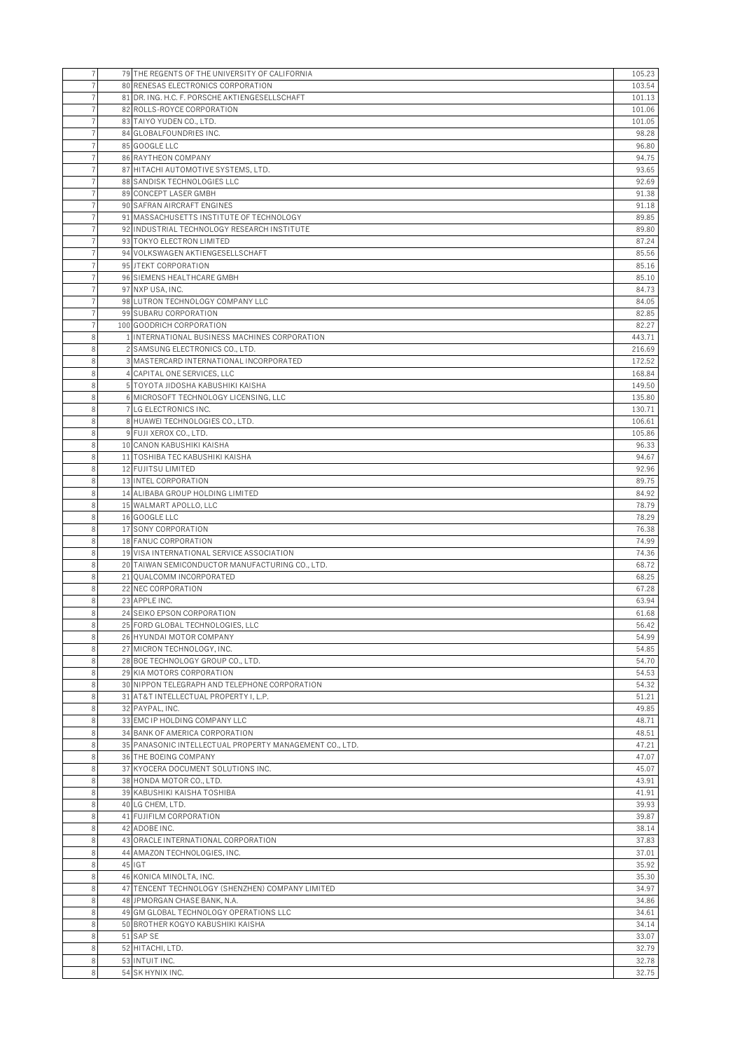| | | | |
|---|---|---|---|
| 7 | 79 | THE REGENTS OF THE UNIVERSITY OF CALIFORNIA | 105.23 |
| 7 | 80 | RENESAS ELECTRONICS CORPORATION | 103.54 |
| 7 | 81 | DR. ING. H.C. F. PORSCHE AKTIENGESELLSCHAFT | 101.13 |
| 7 | 82 | ROLLS-ROYCE CORPORATION | 101.06 |
| 7 | 83 | TAIYO YUDEN CO., LTD. | 101.05 |
| 7 | 84 | GLOBALFOUNDRIES INC. | 98.28 |
| 7 | 85 | GOOGLE LLC | 96.80 |
| 7 | 86 | RAYTHEON COMPANY | 94.75 |
| 7 | 87 | HITACHI AUTOMOTIVE SYSTEMS, LTD. | 93.65 |
| 7 | 88 | SANDISK TECHNOLOGIES LLC | 92.69 |
| 7 | 89 | CONCEPT LASER GMBH | 91.38 |
| 7 | 90 | SAFRAN AIRCRAFT ENGINES | 91.18 |
| 7 | 91 | MASSACHUSETTS INSTITUTE OF TECHNOLOGY | 89.85 |
| 7 | 92 | INDUSTRIAL TECHNOLOGY RESEARCH INSTITUTE | 89.80 |
| 7 | 93 | TOKYO ELECTRON LIMITED | 87.24 |
| 7 | 94 | VOLKSWAGEN AKTIENGESELLSCHAFT | 85.56 |
| 7 | 95 | JTEKT CORPORATION | 85.16 |
| 7 | 96 | SIEMENS HEALTHCARE GMBH | 85.10 |
| 7 | 97 | NXP USA, INC. | 84.73 |
| 7 | 98 | LUTRON TECHNOLOGY COMPANY LLC | 84.05 |
| 7 | 99 | SUBARU CORPORATION | 82.85 |
| 7 | 100 | GOODRICH CORPORATION | 82.27 |
| 8 | 1 | INTERNATIONAL BUSINESS MACHINES CORPORATION | 443.71 |
| 8 | 2 | SAMSUNG ELECTRONICS CO., LTD. | 216.69 |
| 8 | 3 | MASTERCARD INTERNATIONAL INCORPORATED | 172.52 |
| 8 | 4 | CAPITAL ONE SERVICES, LLC | 168.84 |
| 8 | 5 | TOYOTA JIDOSHA KABUSHIKI KAISHA | 149.50 |
| 8 | 6 | MICROSOFT TECHNOLOGY LICENSING, LLC | 135.80 |
| 8 | 7 | LG ELECTRONICS INC. | 130.71 |
| 8 | 8 | HUAWEI TECHNOLOGIES CO., LTD. | 106.61 |
| 8 | 9 | FUJI XEROX CO., LTD. | 105.86 |
| 8 | 10 | CANON KABUSHIKI KAISHA | 96.33 |
| 8 | 11 | TOSHIBA TEC KABUSHIKI KAISHA | 94.67 |
| 8 | 12 | FUJITSU LIMITED | 92.96 |
| 8 | 13 | INTEL CORPORATION | 89.75 |
| 8 | 14 | ALIBABA GROUP HOLDING LIMITED | 84.92 |
| 8 | 15 | WALMART APOLLO, LLC | 78.79 |
| 8 | 16 | GOOGLE LLC | 78.29 |
| 8 | 17 | SONY CORPORATION | 76.38 |
| 8 | 18 | FANUC CORPORATION | 74.99 |
| 8 | 19 | VISA INTERNATIONAL SERVICE ASSOCIATION | 74.36 |
| 8 | 20 | TAIWAN SEMICONDUCTOR MANUFACTURING CO., LTD. | 68.72 |
| 8 | 21 | QUALCOMM INCORPORATED | 68.25 |
| 8 | 22 | NEC CORPORATION | 67.28 |
| 8 | 23 | APPLE INC. | 63.94 |
| 8 | 24 | SEIKO EPSON CORPORATION | 61.68 |
| 8 | 25 | FORD GLOBAL TECHNOLOGIES, LLC | 56.42 |
| 8 | 26 | HYUNDAI MOTOR COMPANY | 54.99 |
| 8 | 27 | MICRON TECHNOLOGY, INC. | 54.85 |
| 8 | 28 | BOE TECHNOLOGY GROUP CO., LTD. | 54.70 |
| 8 | 29 | KIA MOTORS CORPORATION | 54.53 |
| 8 | 30 | NIPPON TELEGRAPH AND TELEPHONE CORPORATION | 54.32 |
| 8 | 31 | AT&T INTELLECTUAL PROPERTY I, L.P. | 51.21 |
| 8 | 32 | PAYPAL, INC. | 49.85 |
| 8 | 33 | EMC IP HOLDING COMPANY LLC | 48.71 |
| 8 | 34 | BANK OF AMERICA CORPORATION | 48.51 |
| 8 | 35 | PANASONIC INTELLECTUAL PROPERTY MANAGEMENT CO., LTD. | 47.21 |
| 8 | 36 | THE BOEING COMPANY | 47.07 |
| 8 | 37 | KYOCERA DOCUMENT SOLUTIONS INC. | 45.07 |
| 8 | 38 | HONDA MOTOR CO., LTD. | 43.91 |
| 8 | 39 | KABUSHIKI KAISHA TOSHIBA | 41.91 |
| 8 | 40 | LG CHEM, LTD. | 39.93 |
| 8 | 41 | FUJIFILM CORPORATION | 39.87 |
| 8 | 42 | ADOBE INC. | 38.14 |
| 8 | 43 | ORACLE INTERNATIONAL CORPORATION | 37.83 |
| 8 | 44 | AMAZON TECHNOLOGIES, INC. | 37.01 |
| 8 | 45 | IGT | 35.92 |
| 8 | 46 | KONICA MINOLTA, INC. | 35.30 |
| 8 | 47 | TENCENT TECHNOLOGY (SHENZHEN) COMPANY LIMITED | 34.97 |
| 8 | 48 | JPMORGAN CHASE BANK, N.A. | 34.86 |
| 8 | 49 | GM GLOBAL TECHNOLOGY OPERATIONS LLC | 34.61 |
| 8 | 50 | BROTHER KOGYO KABUSHIKI KAISHA | 34.14 |
| 8 | 51 | SAP SE | 33.07 |
| 8 | 52 | HITACHI, LTD. | 32.79 |
| 8 | 53 | INTUIT INC. | 32.78 |
| 8 | 54 | SK HYNIX INC. | 32.75 |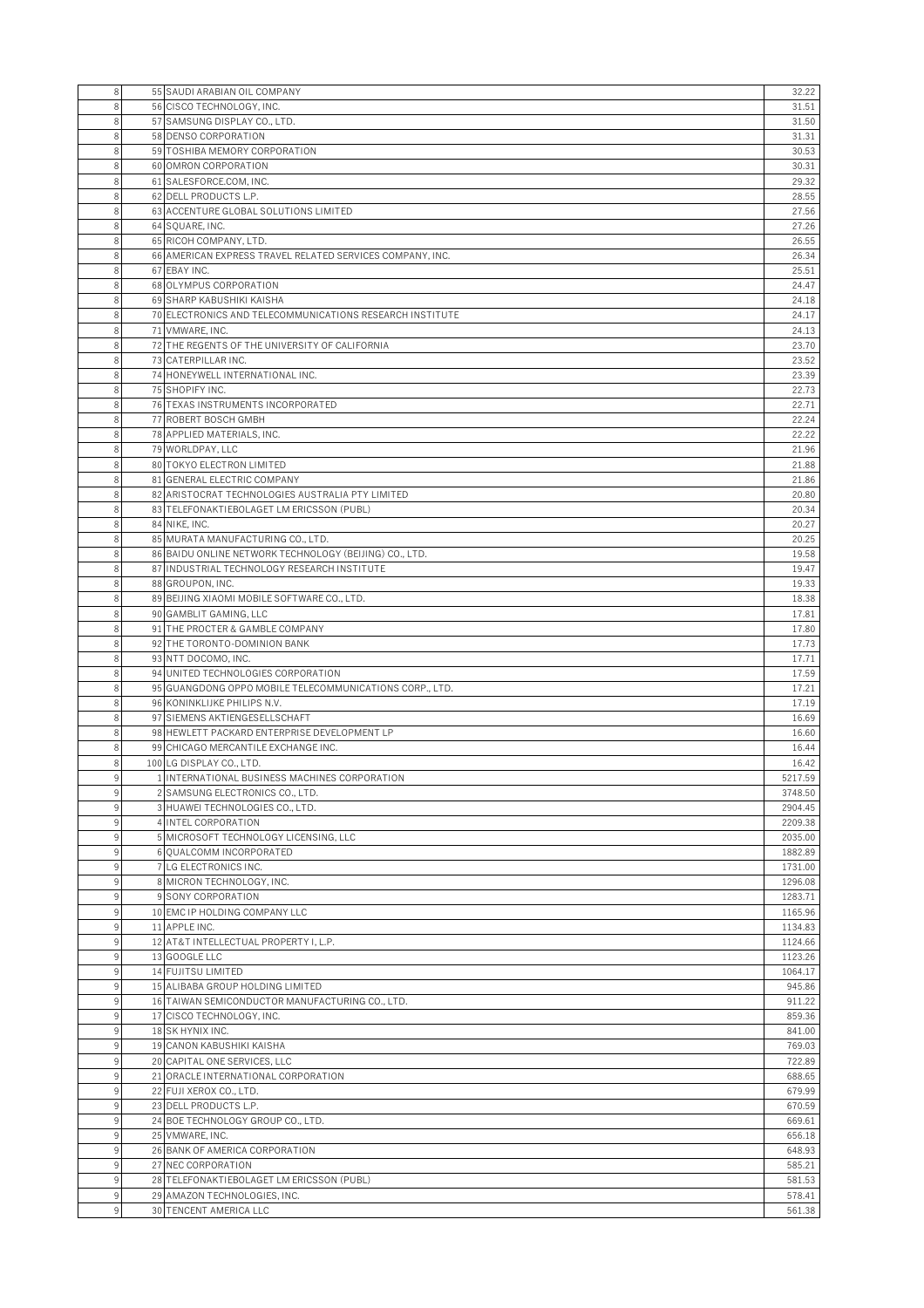| | | | |
|---|---|---|---|
| 8 | 55 | SAUDI ARABIAN OIL COMPANY | 32.22 |
| 8 | 56 | CISCO TECHNOLOGY, INC. | 31.51 |
| 8 | 57 | SAMSUNG DISPLAY CO., LTD. | 31.50 |
| 8 | 58 | DENSO CORPORATION | 31.31 |
| 8 | 59 | TOSHIBA MEMORY CORPORATION | 30.53 |
| 8 | 60 | OMRON CORPORATION | 30.31 |
| 8 | 61 | SALESFORCE.COM, INC. | 29.32 |
| 8 | 62 | DELL PRODUCTS L.P. | 28.55 |
| 8 | 63 | ACCENTURE GLOBAL SOLUTIONS LIMITED | 27.56 |
| 8 | 64 | SQUARE, INC. | 27.26 |
| 8 | 65 | RICOH COMPANY, LTD. | 26.55 |
| 8 | 66 | AMERICAN EXPRESS TRAVEL RELATED SERVICES COMPANY, INC. | 26.34 |
| 8 | 67 | EBAY INC. | 25.51 |
| 8 | 68 | OLYMPUS CORPORATION | 24.47 |
| 8 | 69 | SHARP KABUSHIKI KAISHA | 24.18 |
| 8 | 70 | ELECTRONICS AND TELECOMMUNICATIONS RESEARCH INSTITUTE | 24.17 |
| 8 | 71 | VMWARE, INC. | 24.13 |
| 8 | 72 | THE REGENTS OF THE UNIVERSITY OF CALIFORNIA | 23.70 |
| 8 | 73 | CATERPILLAR INC. | 23.52 |
| 8 | 74 | HONEYWELL INTERNATIONAL INC. | 23.39 |
| 8 | 75 | SHOPIFY INC. | 22.73 |
| 8 | 76 | TEXAS INSTRUMENTS INCORPORATED | 22.71 |
| 8 | 77 | ROBERT BOSCH GMBH | 22.24 |
| 8 | 78 | APPLIED MATERIALS, INC. | 22.22 |
| 8 | 79 | WORLDPAY, LLC | 21.96 |
| 8 | 80 | TOKYO ELECTRON LIMITED | 21.88 |
| 8 | 81 | GENERAL ELECTRIC COMPANY | 21.86 |
| 8 | 82 | ARISTOCRAT TECHNOLOGIES AUSTRALIA PTY LIMITED | 20.80 |
| 8 | 83 | TELEFONAKTIEBOLAGET LM ERICSSON (PUBL) | 20.34 |
| 8 | 84 | NIKE, INC. | 20.27 |
| 8 | 85 | MURATA MANUFACTURING CO., LTD. | 20.25 |
| 8 | 86 | BAIDU ONLINE NETWORK TECHNOLOGY (BEIJING) CO., LTD. | 19.58 |
| 8 | 87 | INDUSTRIAL TECHNOLOGY RESEARCH INSTITUTE | 19.47 |
| 8 | 88 | GROUPON, INC. | 19.33 |
| 8 | 89 | BEIJING XIAOMI MOBILE SOFTWARE CO., LTD. | 18.38 |
| 8 | 90 | GAMBLIT GAMING, LLC | 17.81 |
| 8 | 91 | THE PROCTER & GAMBLE COMPANY | 17.80 |
| 8 | 92 | THE TORONTO-DOMINION BANK | 17.73 |
| 8 | 93 | NTT DOCOMO, INC. | 17.71 |
| 8 | 94 | UNITED TECHNOLOGIES CORPORATION | 17.59 |
| 8 | 95 | GUANGDONG OPPO MOBILE TELECOMMUNICATIONS CORP., LTD. | 17.21 |
| 8 | 96 | KONINKLIJKE PHILIPS N.V. | 17.19 |
| 8 | 97 | SIEMENS AKTIENGESELLSCHAFT | 16.69 |
| 8 | 98 | HEWLETT PACKARD ENTERPRISE DEVELOPMENT LP | 16.60 |
| 8 | 99 | CHICAGO MERCANTILE EXCHANGE INC. | 16.44 |
| 8 | 100 | LG DISPLAY CO., LTD. | 16.42 |
| 9 | 1 | INTERNATIONAL BUSINESS MACHINES CORPORATION | 5217.59 |
| 9 | 2 | SAMSUNG ELECTRONICS CO., LTD. | 3748.50 |
| 9 | 3 | HUAWEI TECHNOLOGIES CO., LTD. | 2904.45 |
| 9 | 4 | INTEL CORPORATION | 2209.38 |
| 9 | 5 | MICROSOFT TECHNOLOGY LICENSING, LLC | 2035.00 |
| 9 | 6 | QUALCOMM INCORPORATED | 1882.89 |
| 9 | 7 | LG ELECTRONICS INC. | 1731.00 |
| 9 | 8 | MICRON TECHNOLOGY, INC. | 1296.08 |
| 9 | 9 | SONY CORPORATION | 1283.71 |
| 9 | 10 | EMC IP HOLDING COMPANY LLC | 1165.96 |
| 9 | 11 | APPLE INC. | 1134.83 |
| 9 | 12 | AT&T INTELLECTUAL PROPERTY I, L.P. | 1124.66 |
| 9 | 13 | GOOGLE LLC | 1123.26 |
| 9 | 14 | FUJITSU LIMITED | 1064.17 |
| 9 | 15 | ALIBABA GROUP HOLDING LIMITED | 945.86 |
| 9 | 16 | TAIWAN SEMICONDUCTOR MANUFACTURING CO., LTD. | 911.22 |
| 9 | 17 | CISCO TECHNOLOGY, INC. | 859.36 |
| 9 | 18 | SK HYNIX INC. | 841.00 |
| 9 | 19 | CANON KABUSHIKI KAISHA | 769.03 |
| 9 | 20 | CAPITAL ONE SERVICES, LLC | 722.89 |
| 9 | 21 | ORACLE INTERNATIONAL CORPORATION | 688.65 |
| 9 | 22 | FUJI XEROX CO., LTD. | 679.99 |
| 9 | 23 | DELL PRODUCTS L.P. | 670.59 |
| 9 | 24 | BOE TECHNOLOGY GROUP CO., LTD. | 669.61 |
| 9 | 25 | VMWARE, INC. | 656.18 |
| 9 | 26 | BANK OF AMERICA CORPORATION | 648.93 |
| 9 | 27 | NEC CORPORATION | 585.21 |
| 9 | 28 | TELEFONAKTIEBOLAGET LM ERICSSON (PUBL) | 581.53 |
| 9 | 29 | AMAZON TECHNOLOGIES, INC. | 578.41 |
| 9 | 30 | TENCENT AMERICA LLC | 561.38 |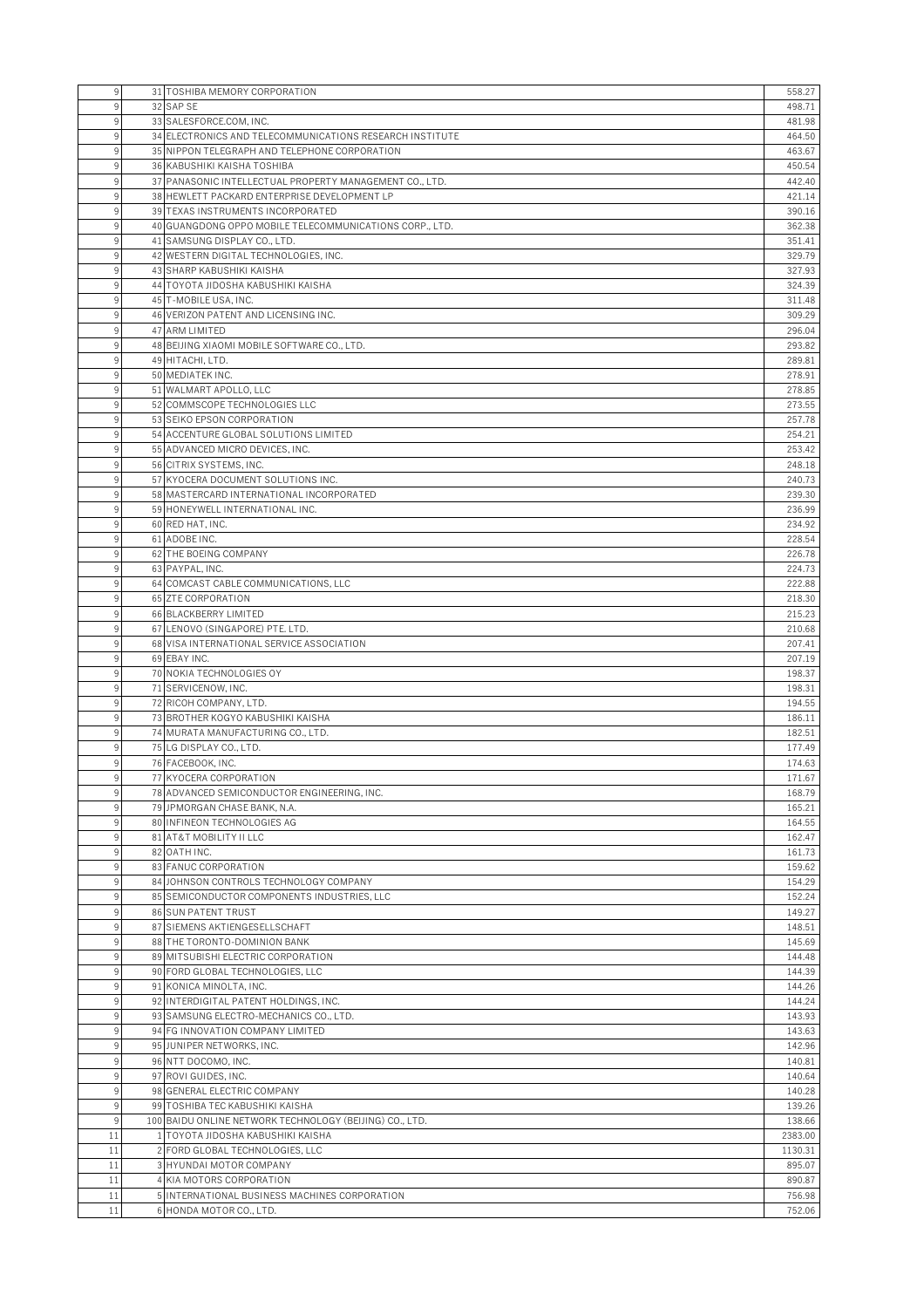| | | | |
|---|---|---|---|
| 9 | 31 | TOSHIBA MEMORY CORPORATION | 558.27 |
| 9 | 32 | SAP SE | 498.71 |
| 9 | 33 | SALESFORCE.COM, INC. | 481.98 |
| 9 | 34 | ELECTRONICS AND TELECOMMUNICATIONS RESEARCH INSTITUTE | 464.50 |
| 9 | 35 | NIPPON TELEGRAPH AND TELEPHONE CORPORATION | 463.67 |
| 9 | 36 | KABUSHIKI KAISHA TOSHIBA | 450.54 |
| 9 | 37 | PANASONIC INTELLECTUAL PROPERTY MANAGEMENT CO., LTD. | 442.40 |
| 9 | 38 | HEWLETT PACKARD ENTERPRISE DEVELOPMENT LP | 421.14 |
| 9 | 39 | TEXAS INSTRUMENTS INCORPORATED | 390.16 |
| 9 | 40 | GUANGDONG OPPO MOBILE TELECOMMUNICATIONS CORP., LTD. | 362.38 |
| 9 | 41 | SAMSUNG DISPLAY CO., LTD. | 351.41 |
| 9 | 42 | WESTERN DIGITAL TECHNOLOGIES, INC. | 329.79 |
| 9 | 43 | SHARP KABUSHIKI KAISHA | 327.93 |
| 9 | 44 | TOYOTA JIDOSHA KABUSHIKI KAISHA | 324.39 |
| 9 | 45 | T-MOBILE USA, INC. | 311.48 |
| 9 | 46 | VERIZON PATENT AND LICENSING INC. | 309.29 |
| 9 | 47 | ARM LIMITED | 296.04 |
| 9 | 48 | BEIJING XIAOMI MOBILE SOFTWARE CO., LTD. | 293.82 |
| 9 | 49 | HITACHI, LTD. | 289.81 |
| 9 | 50 | MEDIATEK INC. | 278.91 |
| 9 | 51 | WALMART APOLLO, LLC | 278.85 |
| 9 | 52 | COMMSCOPE TECHNOLOGIES LLC | 273.55 |
| 9 | 53 | SEIKO EPSON CORPORATION | 257.78 |
| 9 | 54 | ACCENTURE GLOBAL SOLUTIONS LIMITED | 254.21 |
| 9 | 55 | ADVANCED MICRO DEVICES, INC. | 253.42 |
| 9 | 56 | CITRIX SYSTEMS, INC. | 248.18 |
| 9 | 57 | KYOCERA DOCUMENT SOLUTIONS INC. | 240.73 |
| 9 | 58 | MASTERCARD INTERNATIONAL INCORPORATED | 239.30 |
| 9 | 59 | HONEYWELL INTERNATIONAL INC. | 236.99 |
| 9 | 60 | RED HAT, INC. | 234.92 |
| 9 | 61 | ADOBE INC. | 228.54 |
| 9 | 62 | THE BOEING COMPANY | 226.78 |
| 9 | 63 | PAYPAL, INC. | 224.73 |
| 9 | 64 | COMCAST CABLE COMMUNICATIONS, LLC | 222.88 |
| 9 | 65 | ZTE CORPORATION | 218.30 |
| 9 | 66 | BLACKBERRY LIMITED | 215.23 |
| 9 | 67 | LENOVO (SINGAPORE) PTE. LTD. | 210.68 |
| 9 | 68 | VISA INTERNATIONAL SERVICE ASSOCIATION | 207.41 |
| 9 | 69 | EBAY INC. | 207.19 |
| 9 | 70 | NOKIA TECHNOLOGIES OY | 198.37 |
| 9 | 71 | SERVICENOW, INC. | 198.31 |
| 9 | 72 | RICOH COMPANY, LTD. | 194.55 |
| 9 | 73 | BROTHER KOGYO KABUSHIKI KAISHA | 186.11 |
| 9 | 74 | MURATA MANUFACTURING CO., LTD. | 182.51 |
| 9 | 75 | LG DISPLAY CO., LTD. | 177.49 |
| 9 | 76 | FACEBOOK, INC. | 174.63 |
| 9 | 77 | KYOCERA CORPORATION | 171.67 |
| 9 | 78 | ADVANCED SEMICONDUCTOR ENGINEERING, INC. | 168.79 |
| 9 | 79 | JPMORGAN CHASE BANK, N.A. | 165.21 |
| 9 | 80 | INFINEON TECHNOLOGIES AG | 164.55 |
| 9 | 81 | AT&T MOBILITY II LLC | 162.47 |
| 9 | 82 | OATH INC. | 161.73 |
| 9 | 83 | FANUC CORPORATION | 159.62 |
| 9 | 84 | JOHNSON CONTROLS TECHNOLOGY COMPANY | 154.29 |
| 9 | 85 | SEMICONDUCTOR COMPONENTS INDUSTRIES, LLC | 152.24 |
| 9 | 86 | SUN PATENT TRUST | 149.27 |
| 9 | 87 | SIEMENS AKTIENGESELLSCHAFT | 148.51 |
| 9 | 88 | THE TORONTO-DOMINION BANK | 145.69 |
| 9 | 89 | MITSUBISHI ELECTRIC CORPORATION | 144.48 |
| 9 | 90 | FORD GLOBAL TECHNOLOGIES, LLC | 144.39 |
| 9 | 91 | KONICA MINOLTA, INC. | 144.26 |
| 9 | 92 | INTERDIGITAL PATENT HOLDINGS, INC. | 144.24 |
| 9 | 93 | SAMSUNG ELECTRO-MECHANICS CO., LTD. | 143.93 |
| 9 | 94 | FG INNOVATION COMPANY LIMITED | 143.63 |
| 9 | 95 | JUNIPER NETWORKS, INC. | 142.96 |
| 9 | 96 | NTT DOCOMO, INC. | 140.81 |
| 9 | 97 | ROVI GUIDES, INC. | 140.64 |
| 9 | 98 | GENERAL ELECTRIC COMPANY | 140.28 |
| 9 | 99 | TOSHIBA TEC KABUSHIKI KAISHA | 139.26 |
| 9 | 100 | BAIDU ONLINE NETWORK TECHNOLOGY (BEIJING) CO., LTD. | 138.66 |
| 11 | 1 | TOYOTA JIDOSHA KABUSHIKI KAISHA | 2383.00 |
| 11 | 2 | FORD GLOBAL TECHNOLOGIES, LLC | 1130.31 |
| 11 | 3 | HYUNDAI MOTOR COMPANY | 895.07 |
| 11 | 4 | KIA MOTORS CORPORATION | 890.87 |
| 11 | 5 | INTERNATIONAL BUSINESS MACHINES CORPORATION | 756.98 |
| 11 | 6 | HONDA MOTOR CO., LTD. | 752.06 |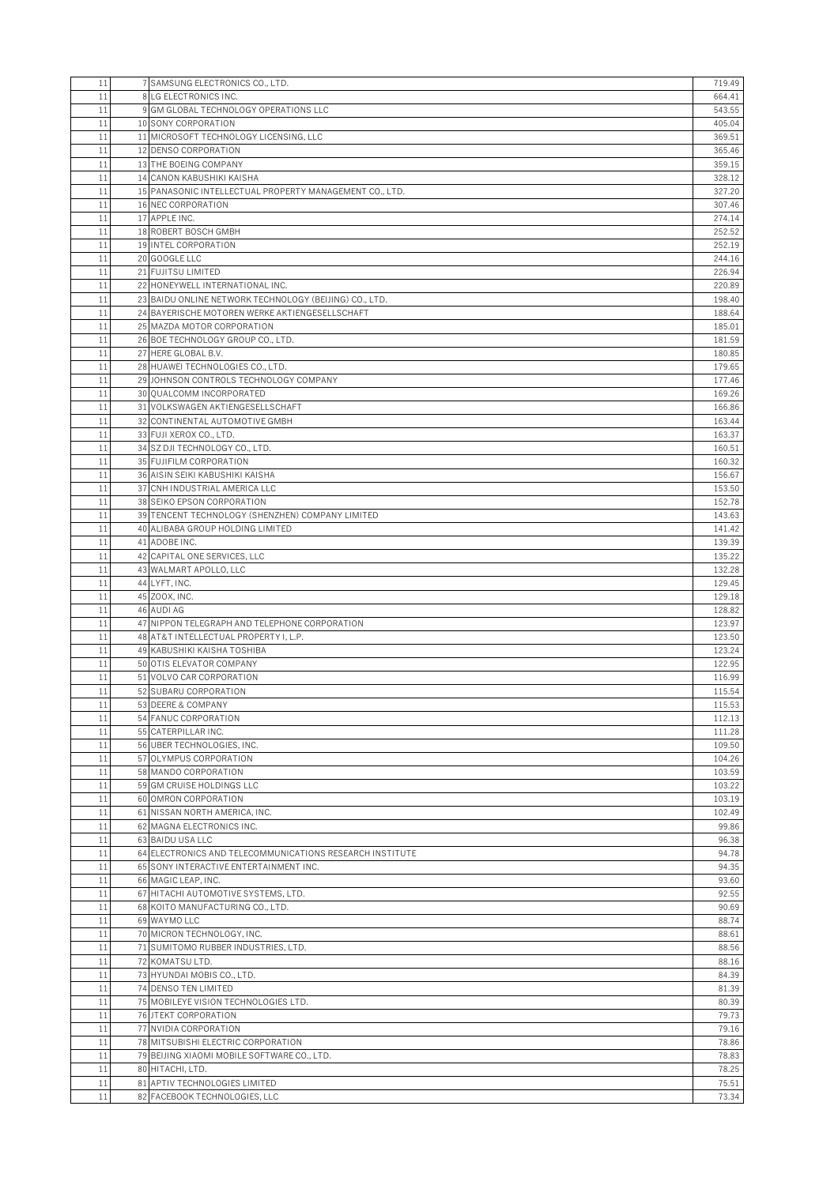| | | | |
|---|---|---|---|
| 11 | 7 | SAMSUNG ELECTRONICS CO., LTD. | 719.49 |
| 11 | 8 | LG ELECTRONICS INC. | 664.41 |
| 11 | 9 | GM GLOBAL TECHNOLOGY OPERATIONS LLC | 543.55 |
| 11 | 10 | SONY CORPORATION | 405.04 |
| 11 | 11 | MICROSOFT TECHNOLOGY LICENSING, LLC | 369.51 |
| 11 | 12 | DENSO CORPORATION | 365.46 |
| 11 | 13 | THE BOEING COMPANY | 359.15 |
| 11 | 14 | CANON KABUSHIKI KAISHA | 328.12 |
| 11 | 15 | PANASONIC INTELLECTUAL PROPERTY MANAGEMENT CO., LTD. | 327.20 |
| 11 | 16 | NEC CORPORATION | 307.46 |
| 11 | 17 | APPLE INC. | 274.14 |
| 11 | 18 | ROBERT BOSCH GMBH | 252.52 |
| 11 | 19 | INTEL CORPORATION | 252.19 |
| 11 | 20 | GOOGLE LLC | 244.16 |
| 11 | 21 | FUJITSU LIMITED | 226.94 |
| 11 | 22 | HONEYWELL INTERNATIONAL INC. | 220.89 |
| 11 | 23 | BAIDU ONLINE NETWORK TECHNOLOGY (BEIJING) CO., LTD. | 198.40 |
| 11 | 24 | BAYERISCHE MOTOREN WERKE AKTIENGESELLSCHAFT | 188.64 |
| 11 | 25 | MAZDA MOTOR CORPORATION | 185.01 |
| 11 | 26 | BOE TECHNOLOGY GROUP CO., LTD. | 181.59 |
| 11 | 27 | HERE GLOBAL B.V. | 180.85 |
| 11 | 28 | HUAWEI TECHNOLOGIES CO., LTD. | 179.65 |
| 11 | 29 | JOHNSON CONTROLS TECHNOLOGY COMPANY | 177.46 |
| 11 | 30 | QUALCOMM INCORPORATED | 169.26 |
| 11 | 31 | VOLKSWAGEN AKTIENGESELLSCHAFT | 166.86 |
| 11 | 32 | CONTINENTAL AUTOMOTIVE GMBH | 163.44 |
| 11 | 33 | FUJI XEROX CO., LTD. | 163.37 |
| 11 | 34 | SZ DJI TECHNOLOGY CO., LTD. | 160.51 |
| 11 | 35 | FUJIFILM CORPORATION | 160.32 |
| 11 | 36 | AISIN SEIKI KABUSHIKI KAISHA | 156.67 |
| 11 | 37 | CNH INDUSTRIAL AMERICA LLC | 153.50 |
| 11 | 38 | SEIKO EPSON CORPORATION | 152.78 |
| 11 | 39 | TENCENT TECHNOLOGY (SHENZHEN) COMPANY LIMITED | 143.63 |
| 11 | 40 | ALIBABA GROUP HOLDING LIMITED | 141.42 |
| 11 | 41 | ADOBE INC. | 139.39 |
| 11 | 42 | CAPITAL ONE SERVICES, LLC | 135.22 |
| 11 | 43 | WALMART APOLLO, LLC | 132.28 |
| 11 | 44 | LYFT, INC. | 129.45 |
| 11 | 45 | ZOOX, INC. | 129.18 |
| 11 | 46 | AUDI AG | 128.82 |
| 11 | 47 | NIPPON TELEGRAPH AND TELEPHONE CORPORATION | 123.97 |
| 11 | 48 | AT&T INTELLECTUAL PROPERTY I, L.P. | 123.50 |
| 11 | 49 | KABUSHIKI KAISHA TOSHIBA | 123.24 |
| 11 | 50 | OTIS ELEVATOR COMPANY | 122.95 |
| 11 | 51 | VOLVO CAR CORPORATION | 116.99 |
| 11 | 52 | SUBARU CORPORATION | 115.54 |
| 11 | 53 | DEERE & COMPANY | 115.53 |
| 11 | 54 | FANUC CORPORATION | 112.13 |
| 11 | 55 | CATERPILLAR INC. | 111.28 |
| 11 | 56 | UBER TECHNOLOGIES, INC. | 109.50 |
| 11 | 57 | OLYMPUS CORPORATION | 104.26 |
| 11 | 58 | MANDO CORPORATION | 103.59 |
| 11 | 59 | GM CRUISE HOLDINGS LLC | 103.22 |
| 11 | 60 | OMRON CORPORATION | 103.19 |
| 11 | 61 | NISSAN NORTH AMERICA, INC. | 102.49 |
| 11 | 62 | MAGNA ELECTRONICS INC. | 99.86 |
| 11 | 63 | BAIDU USA LLC | 96.38 |
| 11 | 64 | ELECTRONICS AND TELECOMMUNICATIONS RESEARCH INSTITUTE | 94.78 |
| 11 | 65 | SONY INTERACTIVE ENTERTAINMENT INC. | 94.35 |
| 11 | 66 | MAGIC LEAP, INC. | 93.60 |
| 11 | 67 | HITACHI AUTOMOTIVE SYSTEMS, LTD. | 92.55 |
| 11 | 68 | KOITO MANUFACTURING CO., LTD. | 90.69 |
| 11 | 69 | WAYMO LLC | 88.74 |
| 11 | 70 | MICRON TECHNOLOGY, INC. | 88.61 |
| 11 | 71 | SUMITOMO RUBBER INDUSTRIES, LTD. | 88.56 |
| 11 | 72 | KOMATSU LTD. | 88.16 |
| 11 | 73 | HYUNDAI MOBIS CO., LTD. | 84.39 |
| 11 | 74 | DENSO TEN LIMITED | 81.39 |
| 11 | 75 | MOBILEYE VISION TECHNOLOGIES LTD. | 80.39 |
| 11 | 76 | JTEKT CORPORATION | 79.73 |
| 11 | 77 | NVIDIA CORPORATION | 79.16 |
| 11 | 78 | MITSUBISHI ELECTRIC CORPORATION | 78.86 |
| 11 | 79 | BEIJING XIAOMI MOBILE SOFTWARE CO., LTD. | 78.83 |
| 11 | 80 | HITACHI, LTD. | 78.25 |
| 11 | 81 | APTIV TECHNOLOGIES LIMITED | 75.51 |
| 11 | 82 | FACEBOOK TECHNOLOGIES, LLC | 73.34 |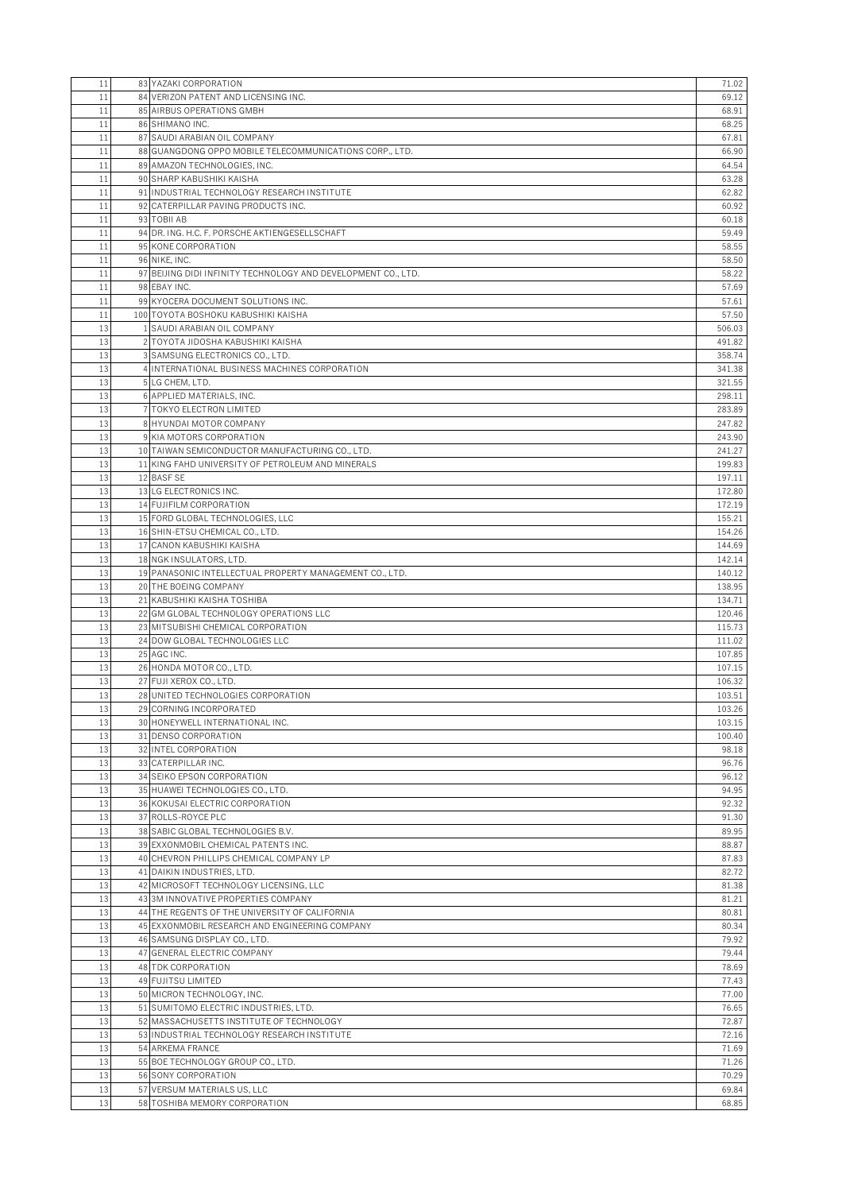| | | | |
|---|---|---|---|
| 11 | 83 | YAZAKI CORPORATION | 71.02 |
| 11 | 84 | VERIZON PATENT AND LICENSING INC. | 69.12 |
| 11 | 85 | AIRBUS OPERATIONS GMBH | 68.91 |
| 11 | 86 | SHIMANO INC. | 68.25 |
| 11 | 87 | SAUDI ARABIAN OIL COMPANY | 67.81 |
| 11 | 88 | GUANGDONG OPPO MOBILE TELECOMMUNICATIONS CORP., LTD. | 66.90 |
| 11 | 89 | AMAZON TECHNOLOGIES, INC. | 64.54 |
| 11 | 90 | SHARP KABUSHIKI KAISHA | 63.28 |
| 11 | 91 | INDUSTRIAL TECHNOLOGY RESEARCH INSTITUTE | 62.82 |
| 11 | 92 | CATERPILLAR PAVING PRODUCTS INC. | 60.92 |
| 11 | 93 | TOBII AB | 60.18 |
| 11 | 94 | DR. ING. H.C. F. PORSCHE AKTIENGESELLSCHAFT | 59.49 |
| 11 | 95 | KONE CORPORATION | 58.55 |
| 11 | 96 | NIKE, INC. | 58.50 |
| 11 | 97 | BEIJING DIDI INFINITY TECHNOLOGY AND DEVELOPMENT CO., LTD. | 58.22 |
| 11 | 98 | EBAY INC. | 57.69 |
| 11 | 99 | KYOCERA DOCUMENT SOLUTIONS INC. | 57.61 |
| 11 | 100 | TOYOTA BOSHOKU KABUSHIKI KAISHA | 57.50 |
| 13 | 1 | SAUDI ARABIAN OIL COMPANY | 506.03 |
| 13 | 2 | TOYOTA JIDOSHA KABUSHIKI KAISHA | 491.82 |
| 13 | 3 | SAMSUNG ELECTRONICS CO., LTD. | 358.74 |
| 13 | 4 | INTERNATIONAL BUSINESS MACHINES CORPORATION | 341.38 |
| 13 | 5 | LG CHEM, LTD. | 321.55 |
| 13 | 6 | APPLIED MATERIALS, INC. | 298.11 |
| 13 | 7 | TOKYO ELECTRON LIMITED | 283.89 |
| 13 | 8 | HYUNDAI MOTOR COMPANY | 247.82 |
| 13 | 9 | KIA MOTORS CORPORATION | 243.90 |
| 13 | 10 | TAIWAN SEMICONDUCTOR MANUFACTURING CO., LTD. | 241.27 |
| 13 | 11 | KING FAHD UNIVERSITY OF PETROLEUM AND MINERALS | 199.83 |
| 13 | 12 | BASF SE | 197.11 |
| 13 | 13 | LG ELECTRONICS INC. | 172.80 |
| 13 | 14 | FUJIFILM CORPORATION | 172.19 |
| 13 | 15 | FORD GLOBAL TECHNOLOGIES, LLC | 155.21 |
| 13 | 16 | SHIN-ETSU CHEMICAL CO., LTD. | 154.26 |
| 13 | 17 | CANON KABUSHIKI KAISHA | 144.69 |
| 13 | 18 | NGK INSULATORS, LTD. | 142.14 |
| 13 | 19 | PANASONIC INTELLECTUAL PROPERTY MANAGEMENT CO., LTD. | 140.12 |
| 13 | 20 | THE BOEING COMPANY | 138.95 |
| 13 | 21 | KABUSHIKI KAISHA TOSHIBA | 134.71 |
| 13 | 22 | GM GLOBAL TECHNOLOGY OPERATIONS LLC | 120.46 |
| 13 | 23 | MITSUBISHI CHEMICAL CORPORATION | 115.73 |
| 13 | 24 | DOW GLOBAL TECHNOLOGIES LLC | 111.02 |
| 13 | 25 | AGC INC. | 107.85 |
| 13 | 26 | HONDA MOTOR CO., LTD. | 107.15 |
| 13 | 27 | FUJI XEROX CO., LTD. | 106.32 |
| 13 | 28 | UNITED TECHNOLOGIES CORPORATION | 103.51 |
| 13 | 29 | CORNING INCORPORATED | 103.26 |
| 13 | 30 | HONEYWELL INTERNATIONAL INC. | 103.15 |
| 13 | 31 | DENSO CORPORATION | 100.40 |
| 13 | 32 | INTEL CORPORATION | 98.18 |
| 13 | 33 | CATERPILLAR INC. | 96.76 |
| 13 | 34 | SEIKO EPSON CORPORATION | 96.12 |
| 13 | 35 | HUAWEI TECHNOLOGIES CO., LTD. | 94.95 |
| 13 | 36 | KOKUSAI ELECTRIC CORPORATION | 92.32 |
| 13 | 37 | ROLLS-ROYCE PLC | 91.30 |
| 13 | 38 | SABIC GLOBAL TECHNOLOGIES B.V. | 89.95 |
| 13 | 39 | EXXONMOBIL CHEMICAL PATENTS INC. | 88.87 |
| 13 | 40 | CHEVRON PHILLIPS CHEMICAL COMPANY LP | 87.83 |
| 13 | 41 | DAIKIN INDUSTRIES, LTD. | 82.72 |
| 13 | 42 | MICROSOFT TECHNOLOGY LICENSING, LLC | 81.38 |
| 13 | 43 | 3M INNOVATIVE PROPERTIES COMPANY | 81.21 |
| 13 | 44 | THE REGENTS OF THE UNIVERSITY OF CALIFORNIA | 80.81 |
| 13 | 45 | EXXONMOBIL RESEARCH AND ENGINEERING COMPANY | 80.34 |
| 13 | 46 | SAMSUNG DISPLAY CO., LTD. | 79.92 |
| 13 | 47 | GENERAL ELECTRIC COMPANY | 79.44 |
| 13 | 48 | TDK CORPORATION | 78.69 |
| 13 | 49 | FUJITSU LIMITED | 77.43 |
| 13 | 50 | MICRON TECHNOLOGY, INC. | 77.00 |
| 13 | 51 | SUMITOMO ELECTRIC INDUSTRIES, LTD. | 76.65 |
| 13 | 52 | MASSACHUSETTS INSTITUTE OF TECHNOLOGY | 72.87 |
| 13 | 53 | INDUSTRIAL TECHNOLOGY RESEARCH INSTITUTE | 72.16 |
| 13 | 54 | ARKEMA FRANCE | 71.69 |
| 13 | 55 | BOE TECHNOLOGY GROUP CO., LTD. | 71.26 |
| 13 | 56 | SONY CORPORATION | 70.29 |
| 13 | 57 | VERSUM MATERIALS US, LLC | 69.84 |
| 13 | 58 | TOSHIBA MEMORY CORPORATION | 68.85 |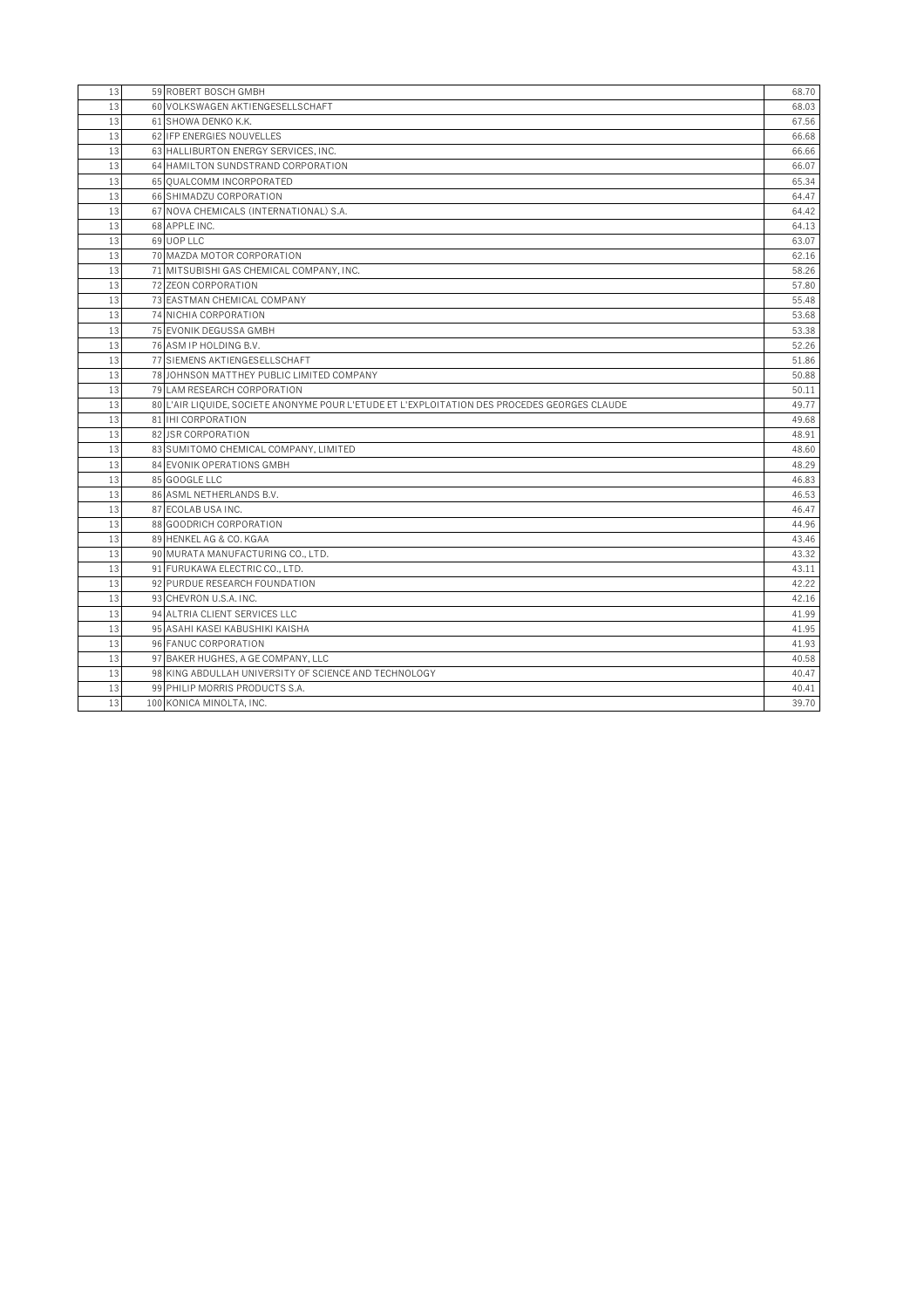| | | | |
|---|---|---|---|
| 13 | 59 | ROBERT BOSCH GMBH | 68.70 |
| 13 | 60 | VOLKSWAGEN AKTIENGESELLSCHAFT | 68.03 |
| 13 | 61 | SHOWA DENKO K.K. | 67.56 |
| 13 | 62 | IFP ENERGIES NOUVELLES | 66.68 |
| 13 | 63 | HALLIBURTON ENERGY SERVICES, INC. | 66.66 |
| 13 | 64 | HAMILTON SUNDSTRAND CORPORATION | 66.07 |
| 13 | 65 | QUALCOMM INCORPORATED | 65.34 |
| 13 | 66 | SHIMADZU CORPORATION | 64.47 |
| 13 | 67 | NOVA CHEMICALS (INTERNATIONAL) S.A. | 64.42 |
| 13 | 68 | APPLE INC. | 64.13 |
| 13 | 69 | UOP LLC | 63.07 |
| 13 | 70 | MAZDA MOTOR CORPORATION | 62.16 |
| 13 | 71 | MITSUBISHI GAS CHEMICAL COMPANY, INC. | 58.26 |
| 13 | 72 | ZEON CORPORATION | 57.80 |
| 13 | 73 | EASTMAN CHEMICAL COMPANY | 55.48 |
| 13 | 74 | NICHIA CORPORATION | 53.68 |
| 13 | 75 | EVONIK DEGUSSA GMBH | 53.38 |
| 13 | 76 | ASM IP HOLDING B.V. | 52.26 |
| 13 | 77 | SIEMENS AKTIENGESELLSCHAFT | 51.86 |
| 13 | 78 | JOHNSON MATTHEY PUBLIC LIMITED COMPANY | 50.88 |
| 13 | 79 | LAM RESEARCH CORPORATION | 50.11 |
| 13 | 80 | L'AIR LIQUIDE, SOCIETE ANONYME POUR L'ETUDE ET L'EXPLOITATION DES PROCEDES GEORGES CLAUDE | 49.77 |
| 13 | 81 | IHI CORPORATION | 49.68 |
| 13 | 82 | JSR CORPORATION | 48.91 |
| 13 | 83 | SUMITOMO CHEMICAL COMPANY, LIMITED | 48.60 |
| 13 | 84 | EVONIK OPERATIONS GMBH | 48.29 |
| 13 | 85 | GOOGLE LLC | 46.83 |
| 13 | 86 | ASML NETHERLANDS B.V. | 46.53 |
| 13 | 87 | ECOLAB USA INC. | 46.47 |
| 13 | 88 | GOODRICH CORPORATION | 44.96 |
| 13 | 89 | HENKEL AG & CO. KGAA | 43.46 |
| 13 | 90 | MURATA MANUFACTURING CO., LTD. | 43.32 |
| 13 | 91 | FURUKAWA ELECTRIC CO., LTD. | 43.11 |
| 13 | 92 | PURDUE RESEARCH FOUNDATION | 42.22 |
| 13 | 93 | CHEVRON U.S.A. INC. | 42.16 |
| 13 | 94 | ALTRIA CLIENT SERVICES LLC | 41.99 |
| 13 | 95 | ASAHI KASEI KABUSHIKI KAISHA | 41.95 |
| 13 | 96 | FANUC CORPORATION | 41.93 |
| 13 | 97 | BAKER HUGHES, A GE COMPANY, LLC | 40.58 |
| 13 | 98 | KING ABDULLAH UNIVERSITY OF SCIENCE AND TECHNOLOGY | 40.47 |
| 13 | 99 | PHILIP MORRIS PRODUCTS S.A. | 40.41 |
| 13 | 100 | KONICA MINOLTA, INC. | 39.70 |